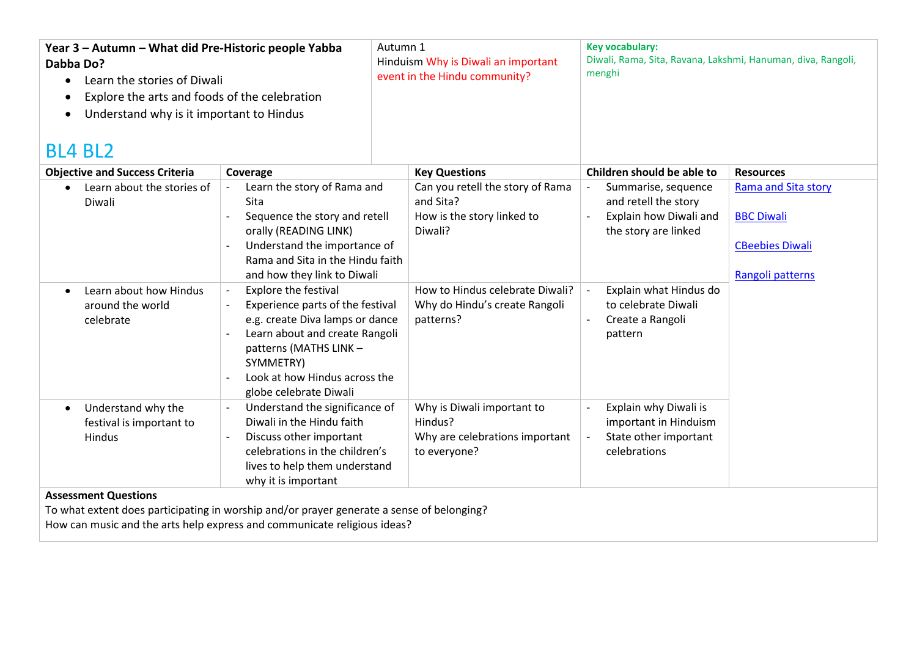**Year 3 – Autumn – What did Pre-Historic people Yabba Dabba Do?**

- Learn the stories of Diwali
- Explore the arts and foods of the celebration
- Understand why is it important to Hindus

BL4 BL2

Autumn 1
Hinduism Why is Diwali an important event in the Hindu community?

**Key vocabulary:**
Diwali, Rama, Sita, Ravana, Lakshmi, Hanuman, diva, Rangoli, menghi

| Objective and Success Criteria | Coverage | Key Questions | Children should be able to | Resources |
|---|---|---|---|---|
| • Learn about the stories of Diwali | - Learn the story of Rama and Sita<br>- Sequence the story and retell orally (READING LINK)<br>- Understand the importance of Rama and Sita in the Hindu faith and how they link to Diwali | Can you retell the story of Rama and Sita?<br>How is the story linked to Diwali? | - Summarise, sequence and retell the story<br>- Explain how Diwali and the story are linked | Rama and Sita story<br><br>BBC Diwali<br><br>CBeebies Diwali<br><br>Rangoli patterns |
| • Learn about how Hindus around the world celebrate | - Explore the festival<br>- Experience parts of the festival e.g. create Diva lamps or dance<br>- Learn about and create Rangoli patterns (MATHS LINK – SYMMETRY)<br>- Look at how Hindus across the globe celebrate Diwali | How to Hindus celebrate Diwali?<br>Why do Hindu's create Rangoli patterns? | - Explain what Hindus do to celebrate Diwali<br>- Create a Rangoli pattern | |
| • Understand why the festival is important to Hindus | - Understand the significance of Diwali in the Hindu faith<br>- Discuss other important celebrations in the children's lives to help them understand why it is important | Why is Diwali important to Hindus?<br>Why are celebrations important to everyone? | - Explain why Diwali is important in Hinduism<br>- State other important celebrations | |

**Assessment Questions**

To what extent does participating in worship and/or prayer generate a sense of belonging?
How can music and the arts help express and communicate religious ideas?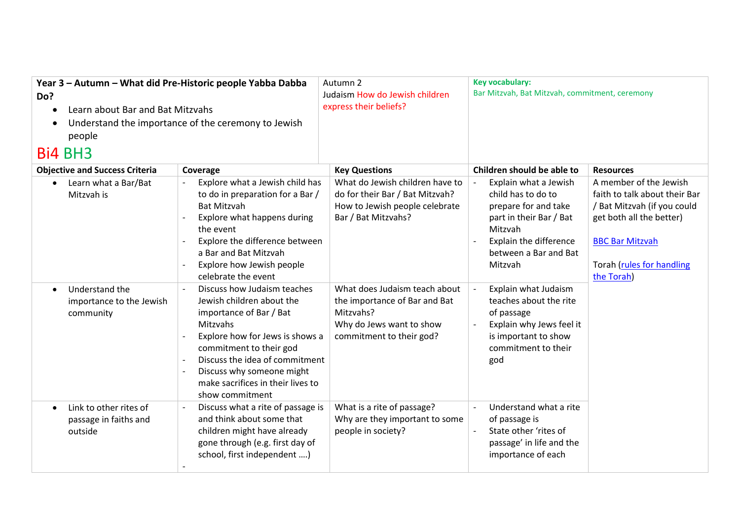| Year 3 – Autumn – What did Pre-Historic people Yabba Dabba Do?<br>• Learn about Bar and Bat Mitzvahs<br>• Understand the importance of the ceremony to Jewish people<br>Bi4 BH3 | | Autumn 2<br>Judaism How do Jewish children express their beliefs? | Key vocabulary:<br>Bar Mitzvah, Bat Mitzvah, commitment, ceremony | |
|---|---|---|---|---|
| **Objective and Success Criteria** | **Coverage** | **Key Questions** | **Children should be able to** | **Resources** |
| • Learn what a Bar/Bat Mitzvah is | - Explore what a Jewish child has to do in preparation for a Bar / Bat Mitzvah<br>- Explore what happens during the event<br>- Explore the difference between a Bar and Bat Mitzvah<br>- Explore how Jewish people celebrate the event | What do Jewish children have to do for their Bar / Bat Mitzvah?<br>How to Jewish people celebrate Bar / Bat Mitzvahs? | - Explain what a Jewish child has to do to prepare for and take part in their Bar / Bat Mitzvah<br>- Explain the difference between a Bar and Bat Mitzvah | A member of the Jewish faith to talk about their Bar / Bat Mitzvah (if you could get both all the better)<br><br>BBC Bar Mitzvah<br><br>Torah (rules for handling the Torah) |
| • Understand the importance to the Jewish community | - Discuss how Judaism teaches Jewish children about the importance of Bar / Bat Mitzvahs<br>- Explore how for Jews is shows a commitment to their god<br>- Discuss the idea of commitment<br>- Discuss why someone might make sacrifices in their lives to show commitment | What does Judaism teach about the importance of Bar and Bat Mitzvahs?<br>Why do Jews want to show commitment to their god? | - Explain what Judaism teaches about the rite of passage<br>- Explain why Jews feel it is important to show commitment to their god | |
| • Link to other rites of passage in faiths and outside | - Discuss what a rite of passage is and think about some that children might have already gone through (e.g. first day of school, first independent ….)<br>- | What is a rite of passage?<br>Why are they important to some people in society? | - Understand what a rite of passage is<br>- State other 'rites of passage' in life and the importance of each | |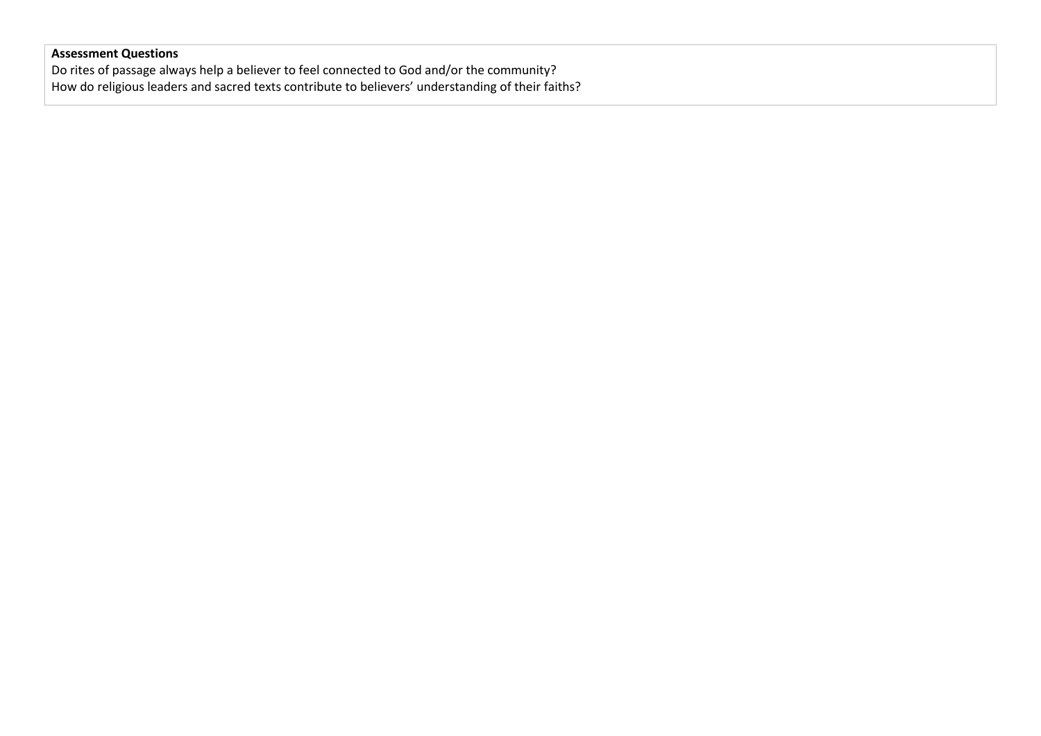**Assessment Questions**

Do rites of passage always help a believer to feel connected to God and/or the community?

How do religious leaders and sacred texts contribute to believers' understanding of their faiths?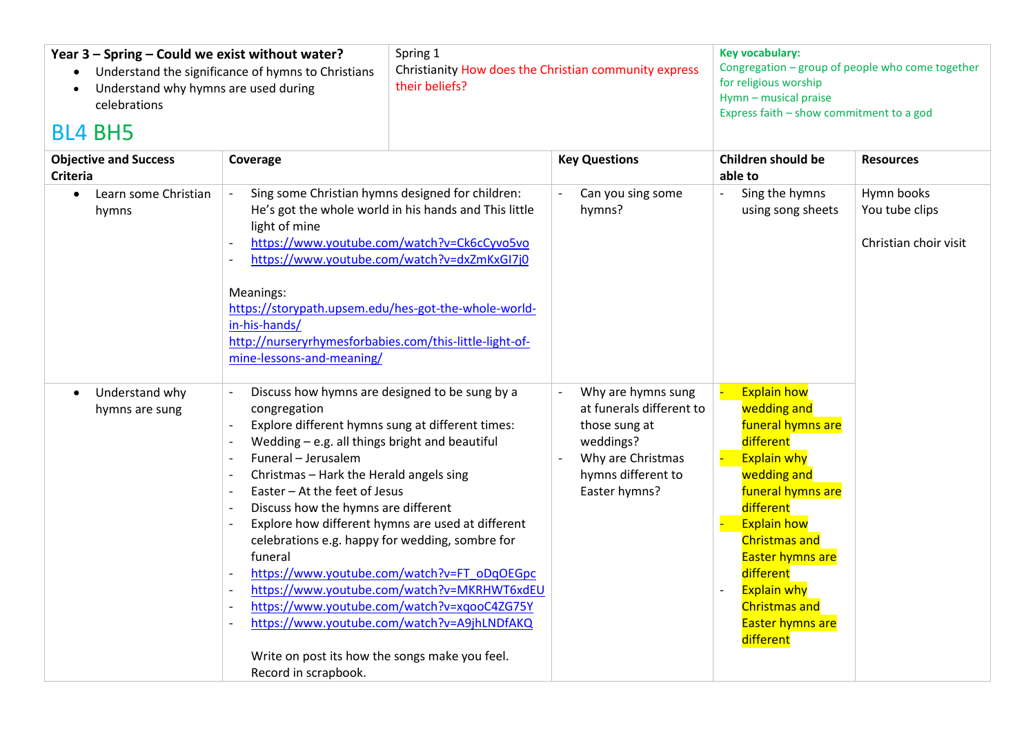| **Year 3 – Spring – Could we exist without water?**<br>• Understand the significance of hymns to Christians<br>• Understand why hymns are used during celebrations<br><br>BL4 BH5 | | Spring 1<br>Christianity How does the Christian community express their beliefs? | | **Key vocabulary:**<br>Congregation – group of people who come together for religious worship<br>Hymn – musical praise<br>Express faith – show commitment to a god | |
|---|---|---|---|---|---|
| **Objective and Success Criteria** | **Coverage** | | **Key Questions** | **Children should be able to** | **Resources** |
| • Learn some Christian hymns | - Sing some Christian hymns designed for children: He's got the whole world in his hands and This little light of mine<br>- https://www.youtube.com/watch?v=Ck6cCyvo5vo<br>- https://www.youtube.com/watch?v=dxZmKxGI7j0<br><br>Meanings:<br>https://storypath.upsem.edu/hes-got-the-whole-world-in-his-hands/<br>http://nurseryrhymesforbabies.com/this-little-light-of-mine-lessons-and-meaning/ | | - Can you sing some hymns? | - Sing the hymns using song sheets | Hymn books<br>You tube clips<br><br>Christian choir visit |
| • Understand why hymns are sung | - Discuss how hymns are designed to be sung by a congregation<br>- Explore different hymns sung at different times:<br>- Wedding – e.g. all things bright and beautiful<br>- Funeral – Jerusalem<br>- Christmas – Hark the Herald angels sing<br>- Easter – At the feet of Jesus<br>- Discuss how the hymns are different<br>- Explore how different hymns are used at different celebrations e.g. happy for wedding, sombre for funeral<br>- https://www.youtube.com/watch?v=FT_oDqOEGpc<br>- https://www.youtube.com/watch?v=MKRHWT6xdEU<br>- https://www.youtube.com/watch?v=xqooC4ZG75Y<br>- https://www.youtube.com/watch?v=A9jhLNDfAKQ<br><br>Write on post its how the songs make you feel.<br>Record in scrapbook. | | - Why are hymns sung at funerals different to those sung at weddings?<br>- Why are Christmas hymns different to Easter hymns? | - Explain how wedding and funeral hymns are different<br>- Explain why wedding and funeral hymns are different<br>- Explain how Christmas and Easter hymns are different<br>- Explain why Christmas and Easter hymns are different | |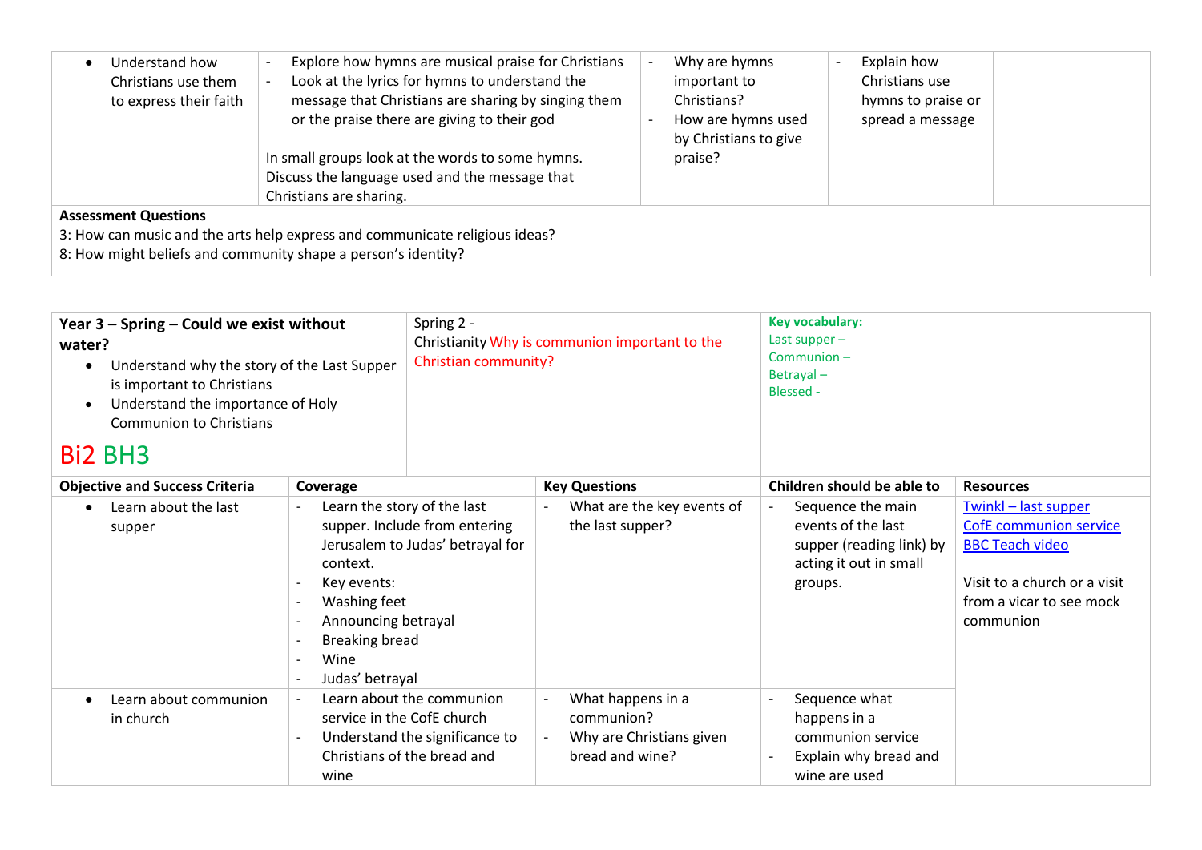| | | | | |
|---|---|---|---|---|
| • Understand how Christians use them to express their faith | - Explore how hymns are musical praise for Christians<br>- Look at the lyrics for hymns to understand the message that Christians are sharing by singing them or the praise there are giving to their god<br><br>In small groups look at the words to some hymns. Discuss the language used and the message that Christians are sharing. | - Why are hymns important to Christians?<br>- How are hymns used by Christians to give praise? | - Explain how Christians use hymns to praise or spread a message | |

**Assessment Questions**
3: How can music and the arts help express and communicate religious ideas?
8: How might beliefs and community shape a person's identity?

| **Year 3 – Spring – Could we exist without water?**<br>• Understand why the story of the Last Supper is important to Christians<br>• Understand the importance of Holy Communion to Christians<br><br>Bi2 BH3 | | Spring 2 - Christianity Why is communion important to the Christian community? | **Key vocabulary:**<br>Last supper –<br>Communion –<br>Betrayal –<br>Blessed - | |
|---|---|---|---|---|
| **Objective and Success Criteria** | **Coverage** | **Key Questions** | **Children should be able to** | **Resources** |
| • Learn about the last supper | - Learn the story of the last supper. Include from entering Jerusalem to Judas' betrayal for context.<br>- Key events:<br>- Washing feet<br>- Announcing betrayal<br>- Breaking bread<br>- Wine<br>- Judas' betrayal | - What are the key events of the last supper? | - Sequence the main events of the last supper (reading link) by acting it out in small groups. | Twinkl – last supper<br>CofE communion service<br>BBC Teach video<br><br>Visit to a church or a visit from a vicar to see mock communion |
| • Learn about communion in church | - Learn about the communion service in the CofE church<br>- Understand the significance to Christians of the bread and wine | - What happens in a communion?<br>- Why are Christians given bread and wine? | - Sequence what happens in a communion service<br>- Explain why bread and wine are used | |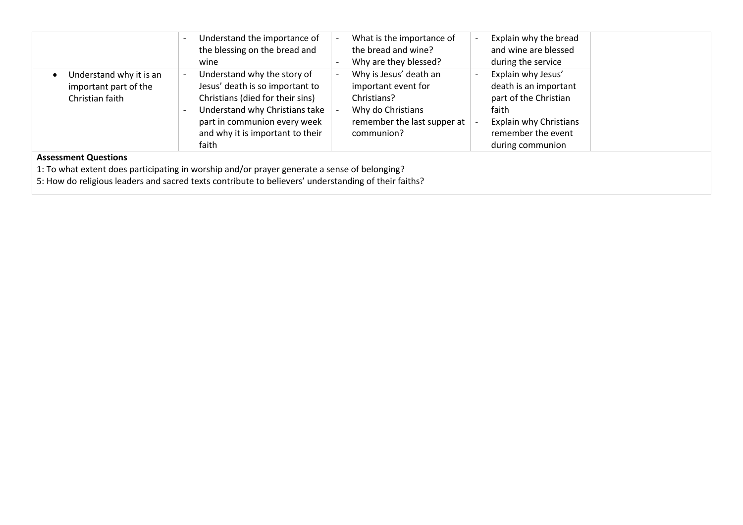| | | | | |
|---|---|---|---|---|
| | - Understand the importance of the blessing on the bread and wine | - What is the importance of the bread and wine?<br>- Why are they blessed? | - Explain why the bread and wine are blessed during the service | |
| • Understand why it is an important part of the Christian faith | - Understand why the story of Jesus' death is so important to Christians (died for their sins)<br>- Understand why Christians take part in communion every week and why it is important to their faith | - Why is Jesus' death an important event for Christians?<br>- Why do Christians remember the last supper at communion? | - Explain why Jesus' death is an important part of the Christian faith<br>- Explain why Christians remember the event during communion | |

**Assessment Questions**

1: To what extent does participating in worship and/or prayer generate a sense of belonging?

5: How do religious leaders and sacred texts contribute to believers' understanding of their faiths?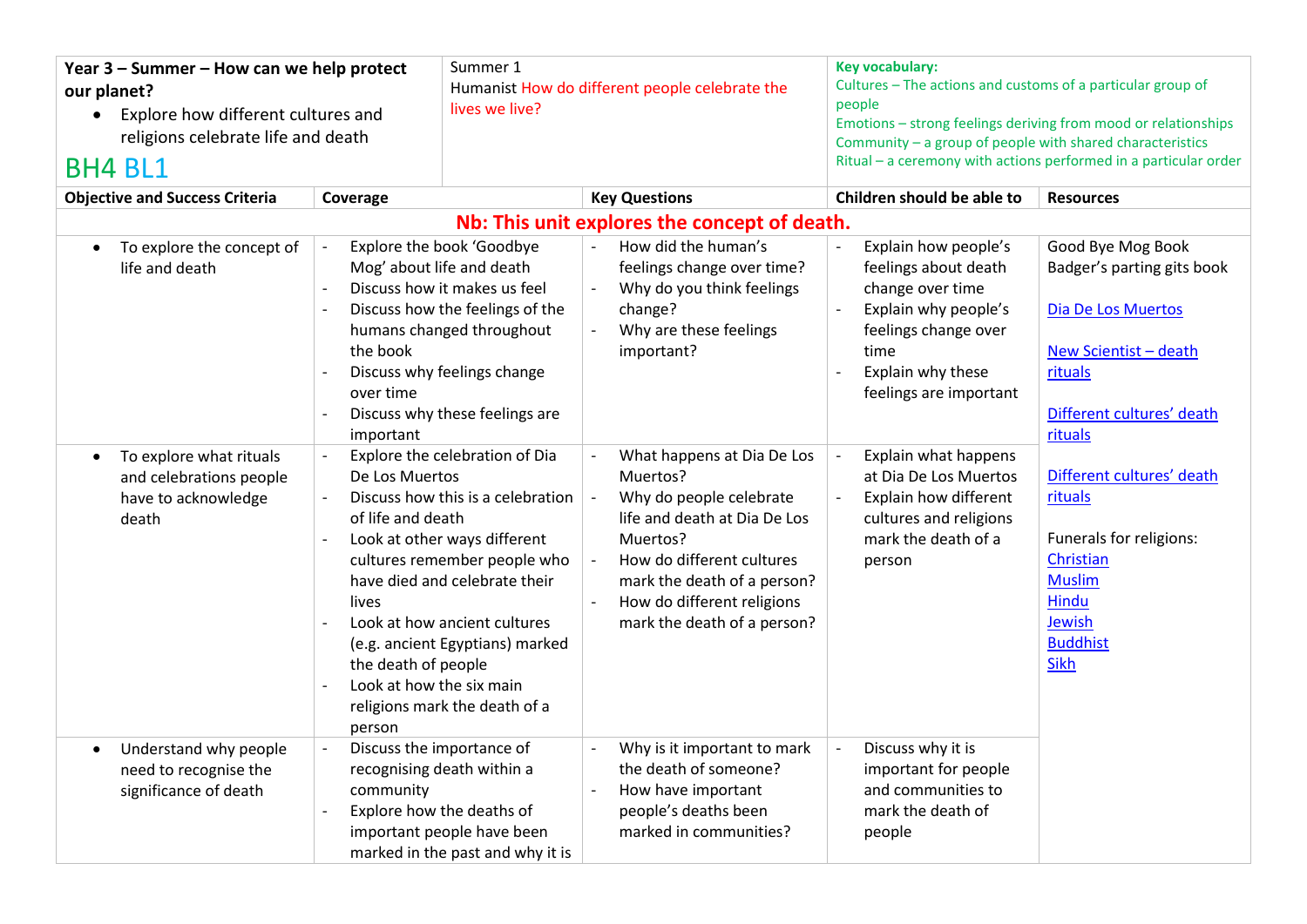| **Year 3 – Summer – How can we help protect our planet?**<br>• Explore how different cultures and religions celebrate life and death<br>BH4 BL1 | Summer 1<br>Humanist How do different people celebrate the lives we live? | | **Key vocabulary:**<br>Cultures – The actions and customs of a particular group of people<br>Emotions – strong feelings deriving from mood or relationships<br>Community – a group of people with shared characteristics<br>Ritual – a ceremony with actions performed in a particular order | |
|---|---|---|---|---|
| **Objective and Success Criteria** | **Coverage** | **Key Questions** | **Children should be able to** | **Resources** |
| **Nb: This unit explores the concept of death.** | | | | |
| • To explore the concept of life and death | - Explore the book 'Goodbye Mog' about life and death<br>- Discuss how it makes us feel<br>- Discuss how the feelings of the humans changed throughout the book<br>- Discuss why feelings change over time<br>- Discuss why these feelings are important | - How did the human's feelings change over time?<br>- Why do you think feelings change?<br>- Why are these feelings important? | - Explain how people's feelings about death change over time<br>- Explain why people's feelings change over time<br>- Explain why these feelings are important | Good Bye Mog Book<br>Badger's parting gits book<br><br>Dia De Los Muertos<br><br>New Scientist – death rituals<br><br>Different cultures' death rituals<br><br>Different cultures' death rituals<br><br>Funerals for religions:<br>Christian<br>Muslim<br>Hindu<br>Jewish<br>Buddhist<br>Sikh |
| • To explore what rituals and celebrations people have to acknowledge death | - Explore the celebration of Dia De Los Muertos<br>- Discuss how this is a celebration of life and death<br>- Look at other ways different cultures remember people who have died and celebrate their lives<br>- Look at how ancient cultures (e.g. ancient Egyptians) marked the death of people<br>- Look at how the six main religions mark the death of a person | - What happens at Dia De Los Muertos?<br>- Why do people celebrate life and death at Dia De Los Muertos?<br>- How do different cultures mark the death of a person?<br>- How do different religions mark the death of a person? | - Explain what happens at Dia De Los Muertos<br>- Explain how different cultures and religions mark the death of a person | |
| • Understand why people need to recognise the significance of death | - Discuss the importance of recognising death within a community<br>- Explore how the deaths of important people have been marked in the past and why it is | - Why is it important to mark the death of someone?<br>- How have important people's deaths been marked in communities? | - Discuss why it is important for people and communities to mark the death of people | |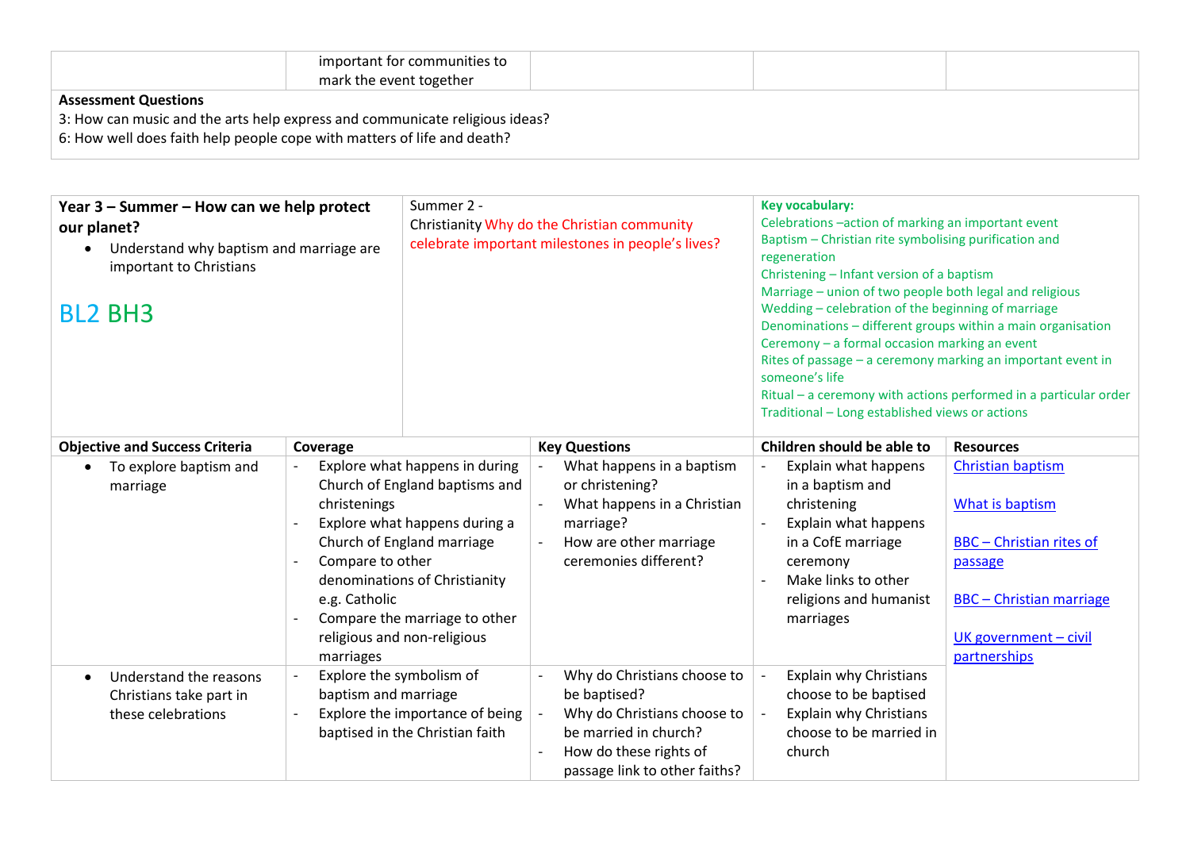| | important for communities to mark the event together | | | |
|---|---|---|---|---|

**Assessment Questions**
3: How can music and the arts help express and communicate religious ideas?
6: How well does faith help people cope with matters of life and death?

| **Year 3 – Summer – How can we help protect our planet?**<br>• Understand why baptism and marriage are important to Christians<br><br>BL2 BH3 | | Summer 2 -<br>Christianity Why do the Christian community celebrate important milestones in people's lives? | **Key vocabulary:**<br>Celebrations –action of marking an important event<br>Baptism – Christian rite symbolising purification and regeneration<br>Christening – Infant version of a baptism<br>Marriage – union of two people both legal and religious<br>Wedding – celebration of the beginning of marriage<br>Denominations – different groups within a main organisation<br>Ceremony – a formal occasion marking an event<br>Rites of passage – a ceremony marking an important event in someone's life<br>Ritual – a ceremony with actions performed in a particular order<br>Traditional – Long established views or actions | |
|---|---|---|---|---|
| **Objective and Success Criteria** | **Coverage** | **Key Questions** | **Children should be able to** | **Resources** |
| • To explore baptism and marriage | - Explore what happens in during Church of England baptisms and christenings<br>- Explore what happens during a Church of England marriage<br>- Compare to other denominations of Christianity e.g. Catholic<br>- Compare the marriage to other religious and non-religious marriages | - What happens in a baptism or christening?<br>- What happens in a Christian marriage?<br>- How are other marriage ceremonies different? | - Explain what happens in a baptism and christening<br>- Explain what happens in a CofE marriage ceremony<br>- Make links to other religions and humanist marriages | Christian baptism<br><br>What is baptism<br><br>BBC – Christian rites of passage<br><br>BBC – Christian marriage<br><br>UK government – civil partnerships |
| • Understand the reasons Christians take part in these celebrations | - Explore the symbolism of baptism and marriage<br>- Explore the importance of being baptised in the Christian faith | - Why do Christians choose to be baptised?<br>- Why do Christians choose to be married in church?<br>- How do these rights of passage link to other faiths? | - Explain why Christians choose to be baptised<br>- Explain why Christians choose to be married in church | |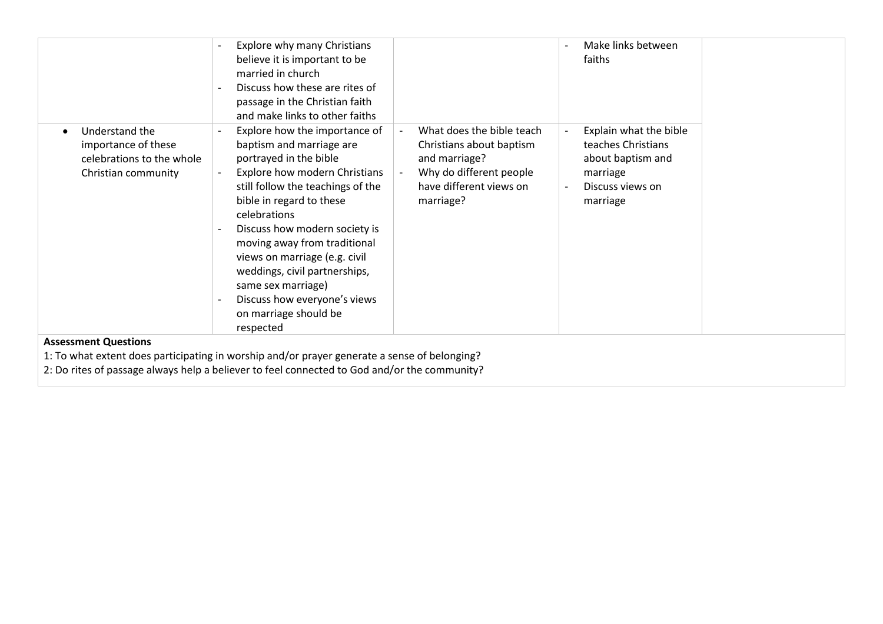| | | | | |
|---|---|---|---|---|
| | - Explore why many Christians believe it is important to be married in church<br>- Discuss how these are rites of passage in the Christian faith and make links to other faiths | | - Make links between faiths | |
| • Understand the importance of these celebrations to the whole Christian community | - Explore how the importance of baptism and marriage are portrayed in the bible<br>- Explore how modern Christians still follow the teachings of the bible in regard to these celebrations<br>- Discuss how modern society is moving away from traditional views on marriage (e.g. civil weddings, civil partnerships, same sex marriage)<br>- Discuss how everyone's views on marriage should be respected | - What does the bible teach Christians about baptism and marriage?<br>- Why do different people have different views on marriage? | - Explain what the bible teaches Christians about baptism and marriage<br>- Discuss views on marriage | |

**Assessment Questions**

1: To what extent does participating in worship and/or prayer generate a sense of belonging?

2: Do rites of passage always help a believer to feel connected to God and/or the community?